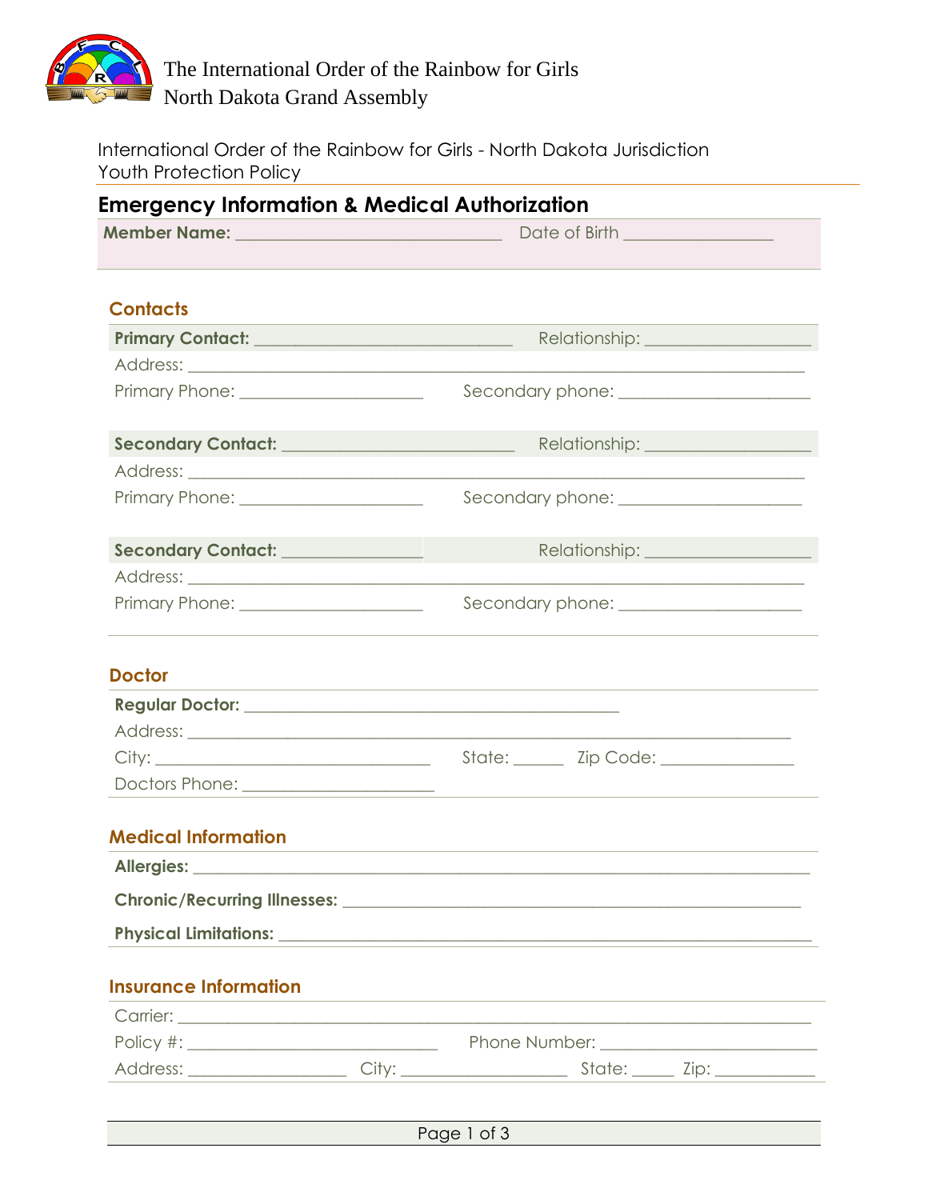The International Order of the Rainbow for Girls
North Dakota Grand Assembly

International Order of the Rainbow for Girls - North Dakota Jurisdiction
Youth Protection Policy

# Emergency Information & Medical Authorization

**Member Name:** ______________________________ Date of Birth _________________

## Contacts

**Primary Contact:** _____________________________ Relationship: __________________

Address: ______________________________________________________________________

Primary Phone: _____________________ Secondary phone: _____________________

**Secondary Contact:** ___________________________ Relationship: __________________

Address: ______________________________________________________________________

Primary Phone: _____________________ Secondary phone: _____________________

**Secondary Contact:** ________________ Relationship: __________________

Address: ______________________________________________________________________

Primary Phone: _____________________ Secondary phone: _____________________

## Doctor

**Regular Doctor:** __________________________________________

Address: ______________________________________________________________________

City: _______________________________ State: ______ Zip Code: _______________

Doctors Phone: ______________________

## Medical Information

**Allergies:** ______________________________________________________________________

**Chronic/Recurring Illnesses:** ____________________________________________________

**Physical Limitations:** _______________________________________________________________

## Insurance Information

Carrier: _______________________________________________________________________

Policy #: ____________________________ Phone Number: ________________________

Address: __________________ City: ___________________ State: _____ Zip: ___________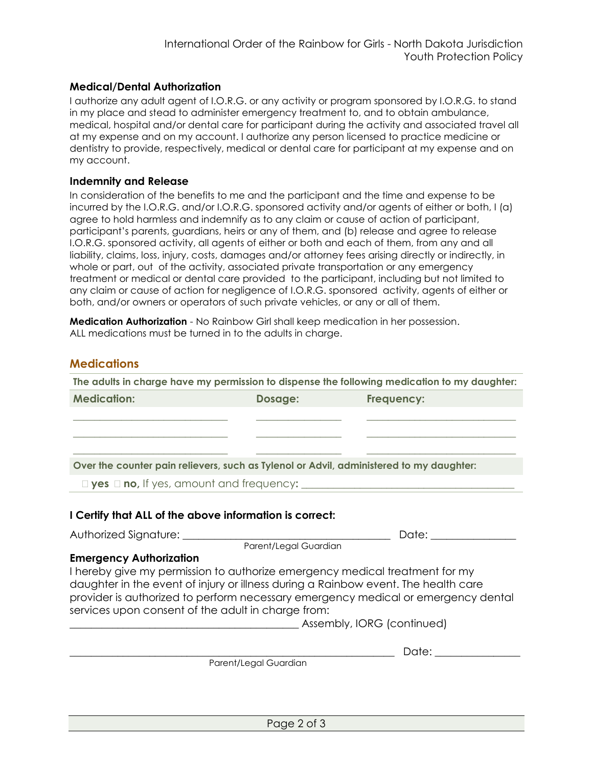### Medical/Dental Authorization

I authorize any adult agent of I.O.R.G. or any activity or program sponsored by I.O.R.G. to stand in my place and stead to administer emergency treatment to, and to obtain ambulance, medical, hospital and/or dental care for participant during the activity and associated travel all at my expense and on my account. I authorize any person licensed to practice medicine or dentistry to provide, respectively, medical or dental care for participant at my expense and on my account.

### Indemnity and Release

In consideration of the benefits to me and the participant and the time and expense to be incurred by the I.O.R.G. and/or I.O.R.G. sponsored activity and/or agents of either or both, I (a) agree to hold harmless and indemnify as to any claim or cause of action of participant, participant's parents, guardians, heirs or any of them, and (b) release and agree to release I.O.R.G. sponsored activity, all agents of either or both and each of them, from any and all liability, claims, loss, injury, costs, damages and/or attorney fees arising directly or indirectly, in whole or part, out of the activity, associated private transportation or any emergency treatment or medical or dental care provided to the participant, including but not limited to any claim or cause of action for negligence of I.O.R.G. sponsored activity, agents of either or both, and/or owners or operators of such private vehicles, or any or all of them.

**Medication Authorization** - No Rainbow Girl shall keep medication in her possession. ALL medications must be turned in to the adults in charge.

## Medications

**The adults in charge have my permission to dispense the following medication to my daughter:**

| Medication: | Dosage: | Frequency: |
|---|---|---|
| ____________________ | ____________ | ____________________ |
| ____________________ | ____________ | ____________________ |
| ____________________ | ____________ | ____________________ |

**Over the counter pain relievers, such as Tylenol or Advil, administered to my daughter:**

☐ **yes** ☐ **no,** If yes, amount and frequency**:** ______________________________

**I Certify that ALL of the above information is correct:**

Authorized Signature: ______________________________ Date: ____________

Parent/Legal Guardian

### Emergency Authorization

I hereby give my permission to authorize emergency medical treatment for my daughter in the event of injury or illness during a Rainbow event. The health care provider is authorized to perform necessary emergency medical or emergency dental services upon consent of the adult in charge from:

______________________________ Assembly, IORG (continued)

______________________________________________ Date: ____________

Parent/Legal Guardian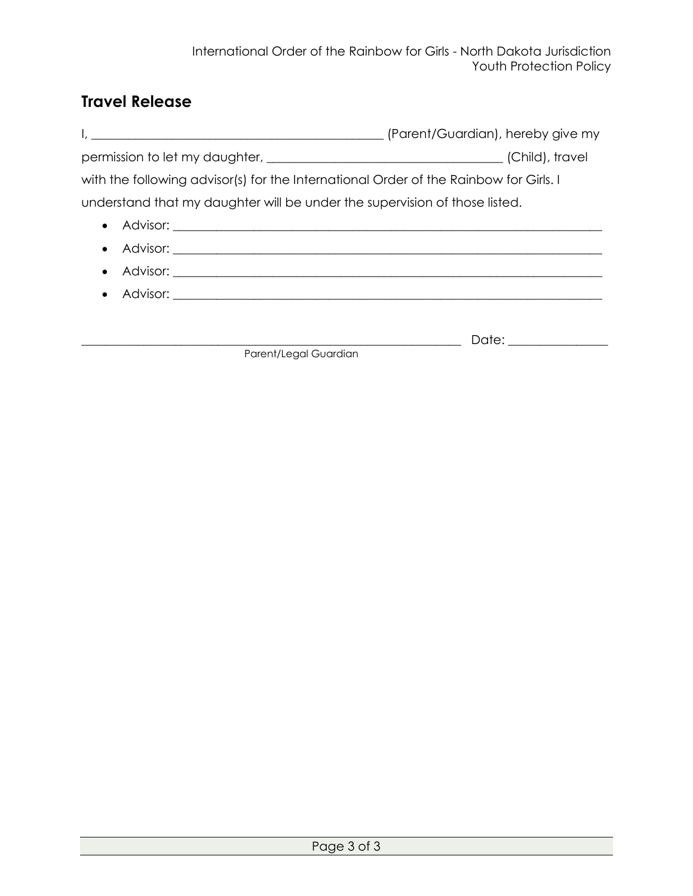## Travel Release

I, _______________________________________________ (Parent/Guardian), hereby give my permission to let my daughter, _____________________________________ (Child), travel with the following advisor(s) for the International Order of the Rainbow for Girls. I understand that my daughter will be under the supervision of those listed.

- Advisor: ______________________________________________________________________
- Advisor: ______________________________________________________________________
- Advisor: ______________________________________________________________________
- Advisor: ______________________________________________________________________

_______________________________________________________________ Date: ________________

Parent/Legal Guardian